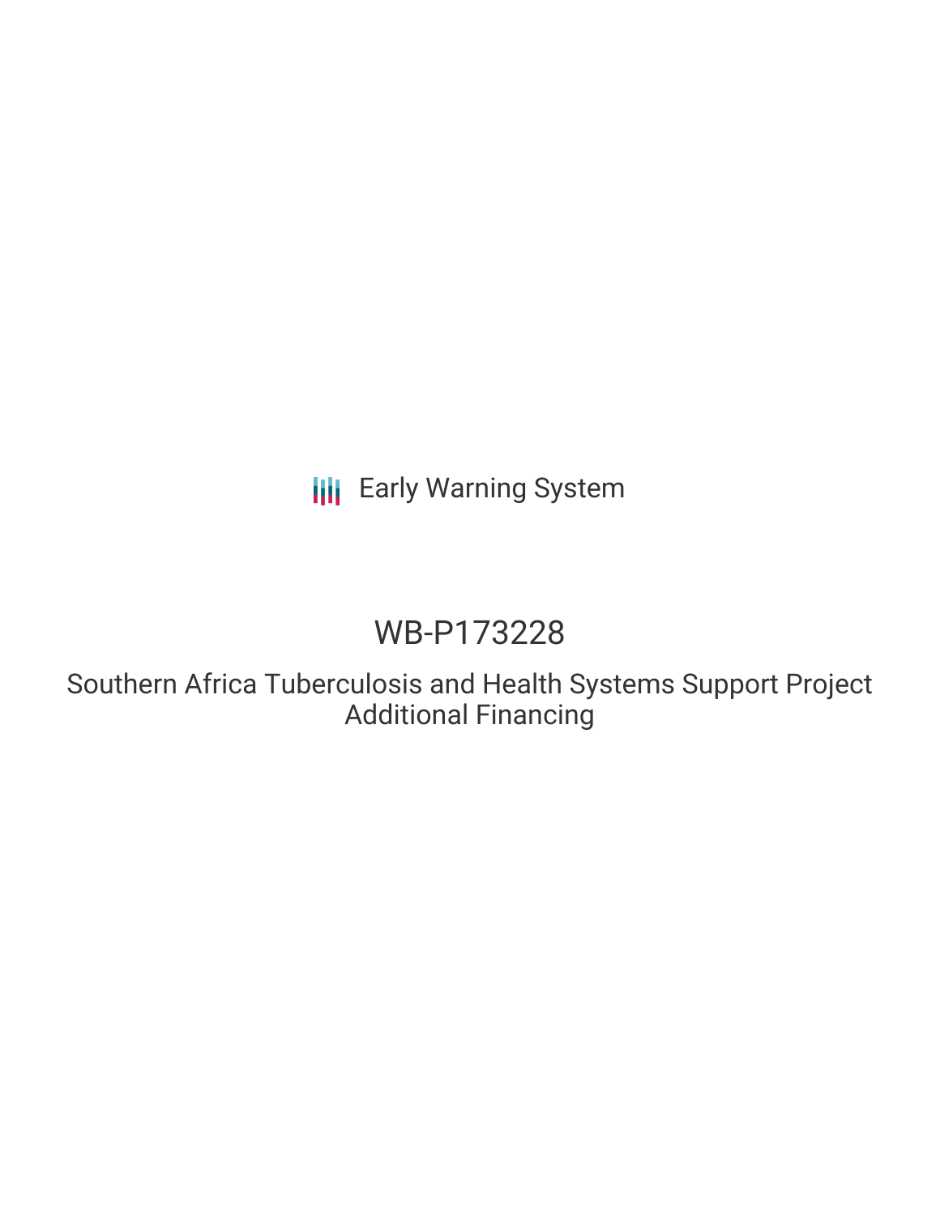Early Warning System

# WB-P173228

## Southern Africa Tuberculosis and Health Systems Support Project Additional Financing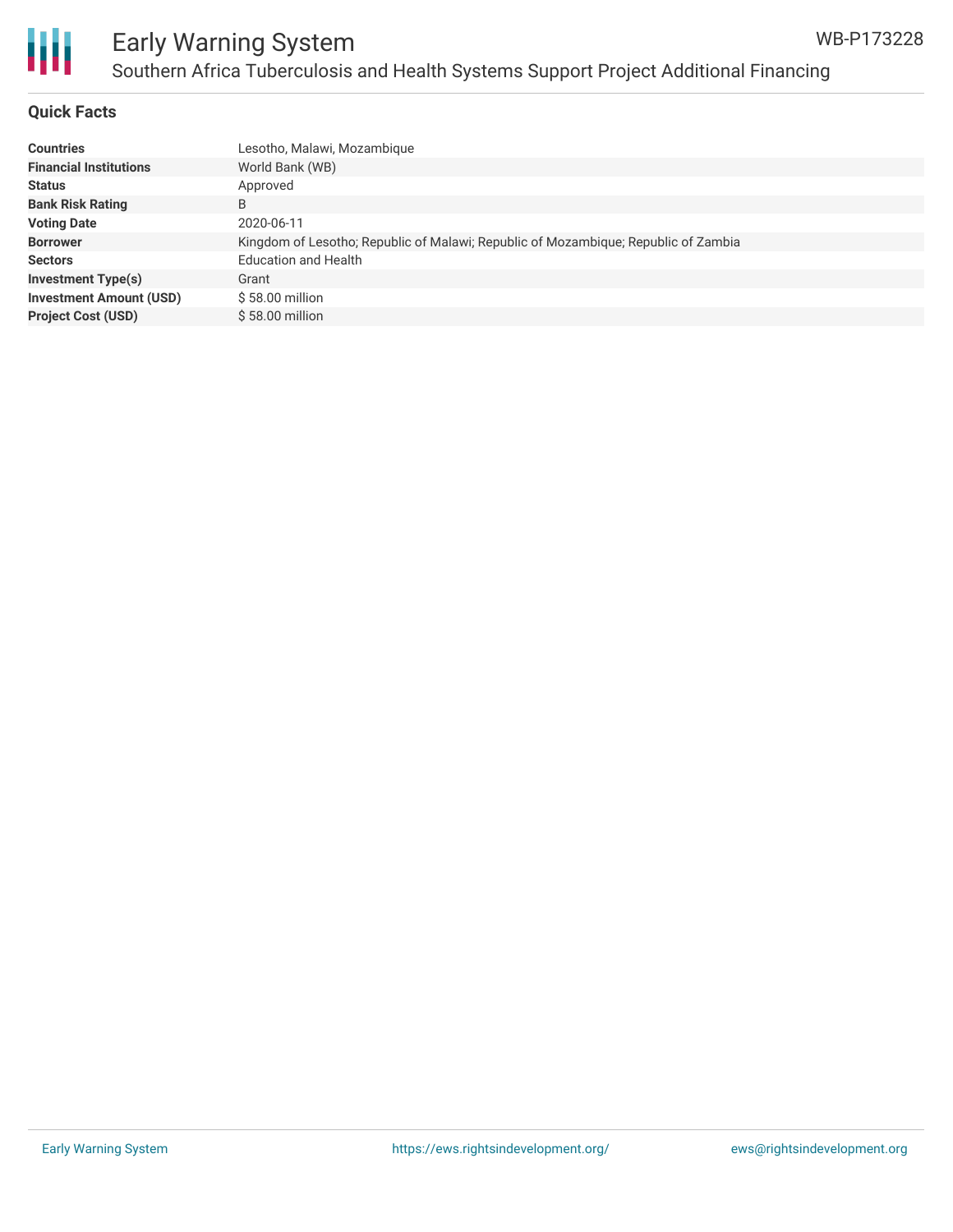## Quick Facts

| | |
|---|---|
| **Countries** | Lesotho, Malawi, Mozambique |
| **Financial Institutions** | World Bank (WB) |
| **Status** | Approved |
| **Bank Risk Rating** | B |
| **Voting Date** | 2020-06-11 |
| **Borrower** | Kingdom of Lesotho; Republic of Malawi; Republic of Mozambique; Republic of Zambia |
| **Sectors** | Education and Health |
| **Investment Type(s)** | Grant |
| **Investment Amount (USD)** | $ 58.00 million |
| **Project Cost (USD)** | $ 58.00 million |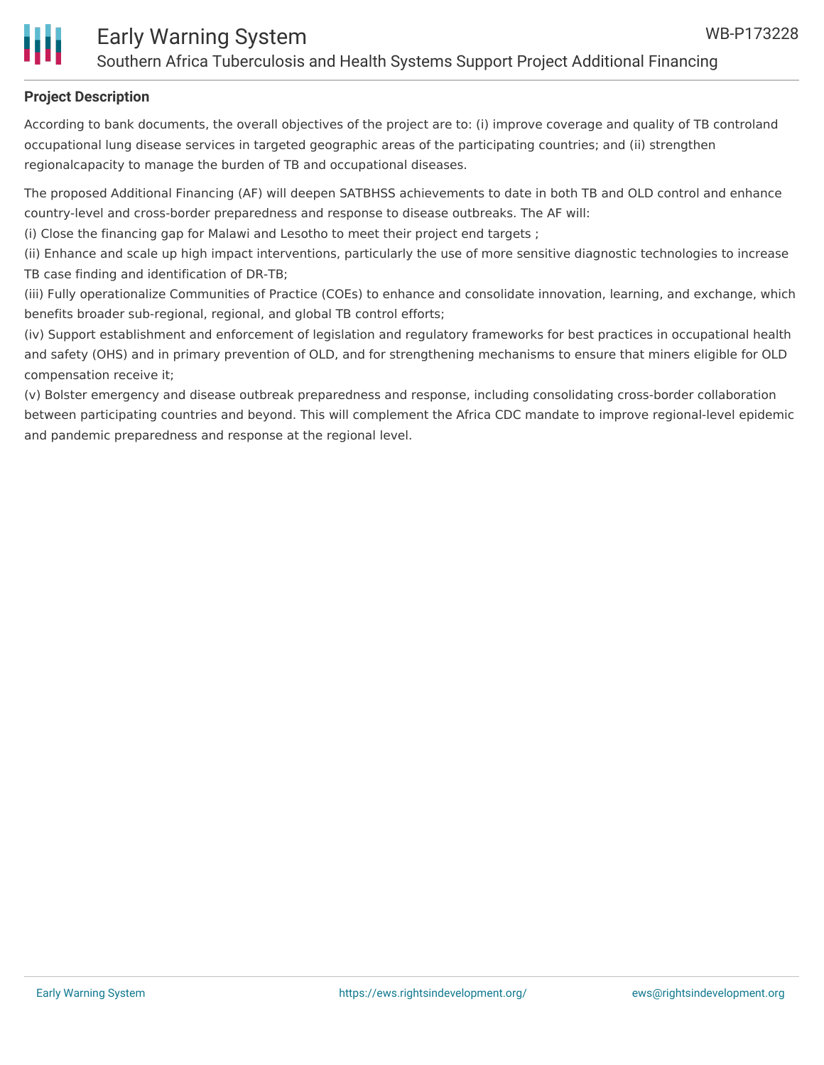**Project Description**

According to bank documents, the overall objectives of the project are to: (i) improve coverage and quality of TB controland occupational lung disease services in targeted geographic areas of the participating countries; and (ii) strengthen regionalcapacity to manage the burden of TB and occupational diseases.

The proposed Additional Financing (AF) will deepen SATBHSS achievements to date in both TB and OLD control and enhance country-level and cross-border preparedness and response to disease outbreaks. The AF will:
(i) Close the financing gap for Malawi and Lesotho to meet their project end targets ;
(ii) Enhance and scale up high impact interventions, particularly the use of more sensitive diagnostic technologies to increase TB case finding and identification of DR-TB;
(iii) Fully operationalize Communities of Practice (COEs) to enhance and consolidate innovation, learning, and exchange, which benefits broader sub-regional, regional, and global TB control efforts;
(iv) Support establishment and enforcement of legislation and regulatory frameworks for best practices in occupational health and safety (OHS) and in primary prevention of OLD, and for strengthening mechanisms to ensure that miners eligible for OLD compensation receive it;
(v) Bolster emergency and disease outbreak preparedness and response, including consolidating cross-border collaboration between participating countries and beyond. This will complement the Africa CDC mandate to improve regional-level epidemic and pandemic preparedness and response at the regional level.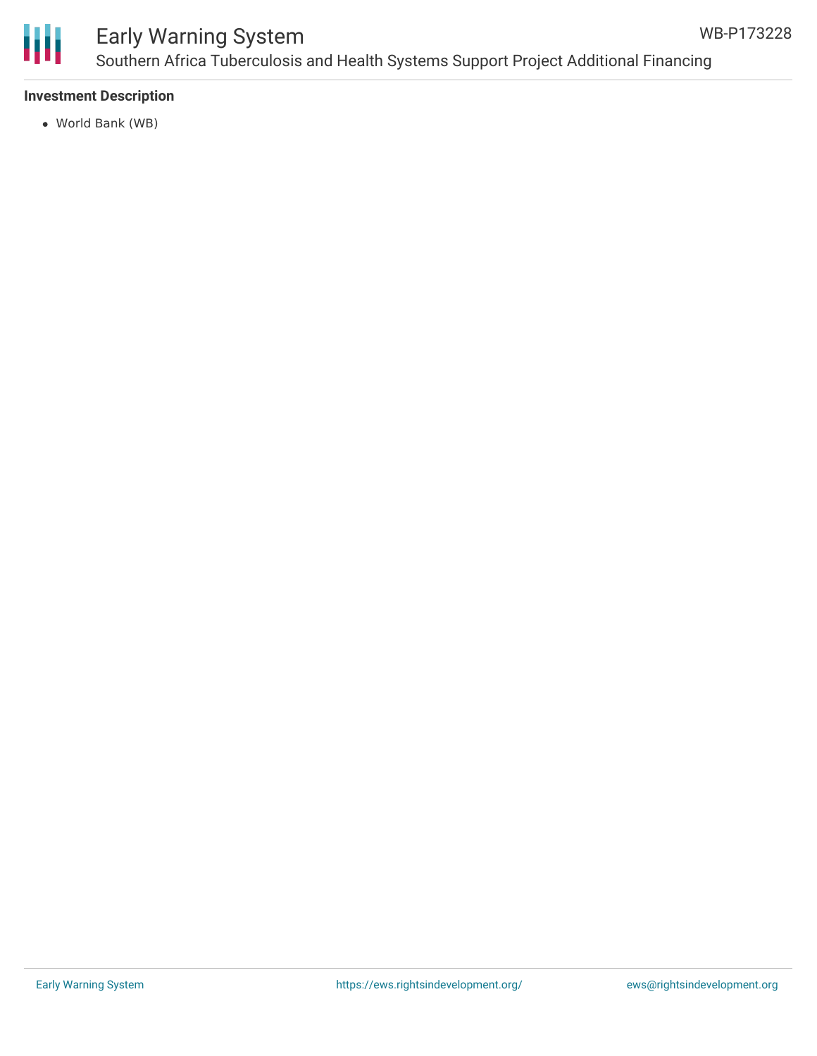**Investment Description**

- World Bank (WB)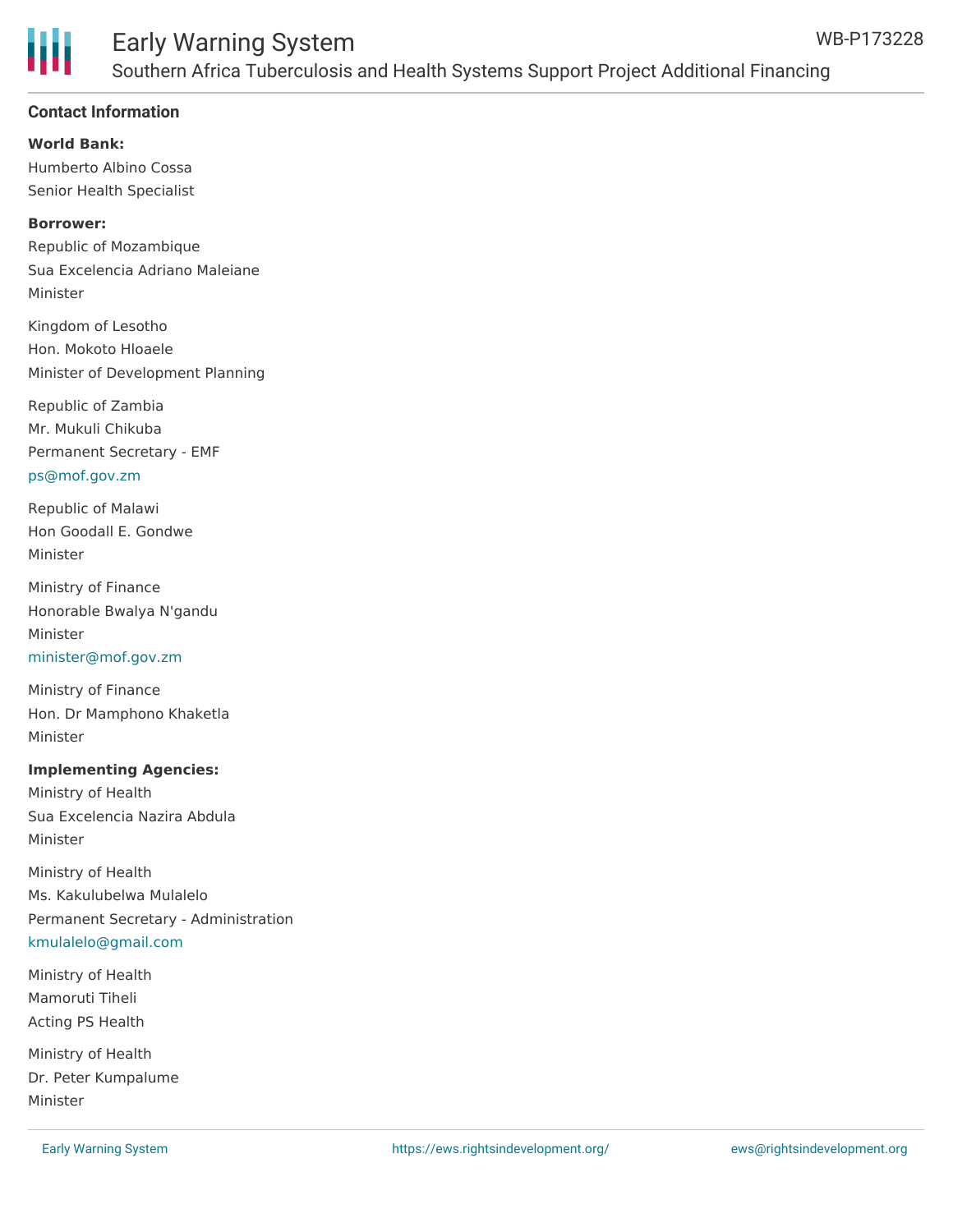## Contact Information

**World Bank:**

Humberto Albino Cossa
Senior Health Specialist

**Borrower:**

Republic of Mozambique
Sua Excelencia Adriano Maleiane
Minister

Kingdom of Lesotho
Hon. Mokoto Hloaele
Minister of Development Planning

Republic of Zambia
Mr. Mukuli Chikuba
Permanent Secretary - EMF
ps@mof.gov.zm

Republic of Malawi
Hon Goodall E. Gondwe
Minister

Ministry of Finance
Honorable Bwalya N'gandu
Minister
minister@mof.gov.zm

Ministry of Finance
Hon. Dr Mamphono Khaketla
Minister

**Implementing Agencies:**

Ministry of Health
Sua Excelencia Nazira Abdula
Minister

Ministry of Health
Ms. Kakulubelwa Mulalelo
Permanent Secretary - Administration
kmulalelo@gmail.com

Ministry of Health
Mamoruti Tiheli
Acting PS Health

Ministry of Health
Dr. Peter Kumpalume
Minister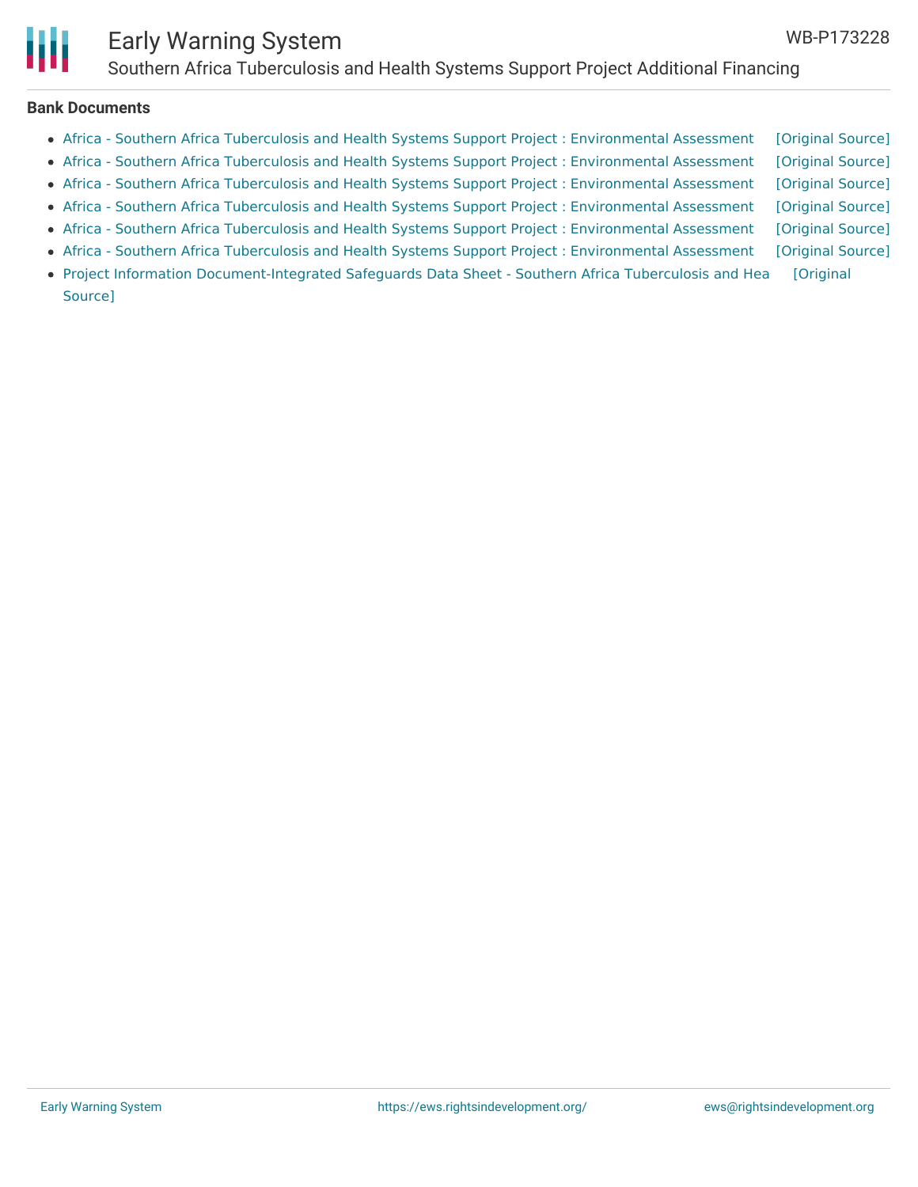**Bank Documents**

- Africa - Southern Africa Tuberculosis and Health Systems Support Project : Environmental Assessment [Original Source]
- Africa - Southern Africa Tuberculosis and Health Systems Support Project : Environmental Assessment [Original Source]
- Africa - Southern Africa Tuberculosis and Health Systems Support Project : Environmental Assessment [Original Source]
- Africa - Southern Africa Tuberculosis and Health Systems Support Project : Environmental Assessment [Original Source]
- Africa - Southern Africa Tuberculosis and Health Systems Support Project : Environmental Assessment [Original Source]
- Africa - Southern Africa Tuberculosis and Health Systems Support Project : Environmental Assessment [Original Source]
- Project Information Document-Integrated Safeguards Data Sheet - Southern Africa Tuberculosis and Hea [Original Source]